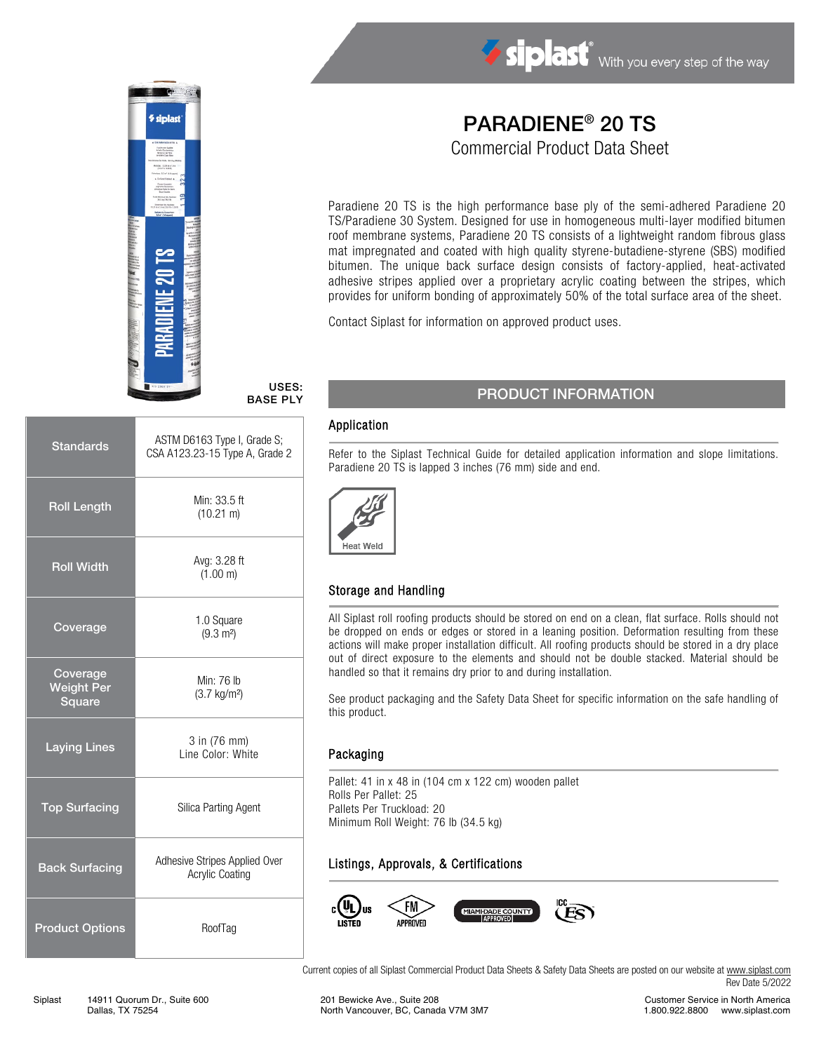siplast® With you every step of the way

# PARADIENE® 20 TS

## Commercial Product Data Sheet

Paradiene 20 TS is the high performance base ply of the semi-adhered Paradiene 20 TS/Paradiene 30 System. Designed for use in homogeneous multi-layer modified bitumen roof membrane systems, Paradiene 20 TS consists of a lightweight random fibrous glass mat impregnated and coated with high quality styrene-butadiene-styrene (SBS) modified bitumen. The unique back surface design consists of factory-applied, heat-activated adhesive stripes applied over a proprietary acrylic coating between the stripes, which provides for uniform bonding of approximately 50% of the total surface area of the sheet.

Contact Siplast for information on approved product uses.

**USES: BASE PLY**

| | |
|---|---|
| **Standards** | ASTM D6163 Type I, Grade S; CSA A123.23-15 Type A, Grade 2 |
| **Roll Length** | Min: 33.5 ft (10.21 m) |
| **Roll Width** | Avg: 3.28 ft (1.00 m) |
| **Coverage** | 1.0 Square (9.3 m²) |
| **Coverage Weight Per Square** | Min: 76 lb (3.7 kg/m²) |
| **Laying Lines** | 3 in (76 mm) Line Color: White |
| **Top Surfacing** | Silica Parting Agent |
| **Back Surfacing** | Adhesive Stripes Applied Over Acrylic Coating |
| **Product Options** | RoofTag |

## PRODUCT INFORMATION

### Application

Refer to the Siplast Technical Guide for detailed application information and slope limitations. Paradiene 20 TS is lapped 3 inches (76 mm) side and end.

Heat Weld

### Storage and Handling

All Siplast roll roofing products should be stored on end on a clean, flat surface. Rolls should not be dropped on ends or edges or stored in a leaning position. Deformation resulting from these actions will make proper installation difficult. All roofing products should be stored in a dry place out of direct exposure to the elements and should not be double stacked. Material should be handled so that it remains dry prior to and during installation.

See product packaging and the Safety Data Sheet for specific information on the safe handling of this product.

### Packaging

Pallet: 41 in x 48 in (104 cm x 122 cm) wooden pallet
Rolls Per Pallet: 25
Pallets Per Truckload: 20
Minimum Roll Weight: 76 lb (34.5 kg)

### Listings, Approvals, & Certifications

c UL us LISTED | FM APPROVED | MIAMI-DADE COUNTY APPROVED | ICC ES

Current copies of all Siplast Commercial Product Data Sheets & Safety Data Sheets are posted on our website at www.siplast.com

Rev Date 5/2022

Siplast 14911 Quorum Dr., Suite 600 Dallas, TX 75254 | 201 Bewicke Ave., Suite 208 North Vancouver, BC, Canada V7M 3M7 | Customer Service in North America 1.800.922.8800 www.siplast.com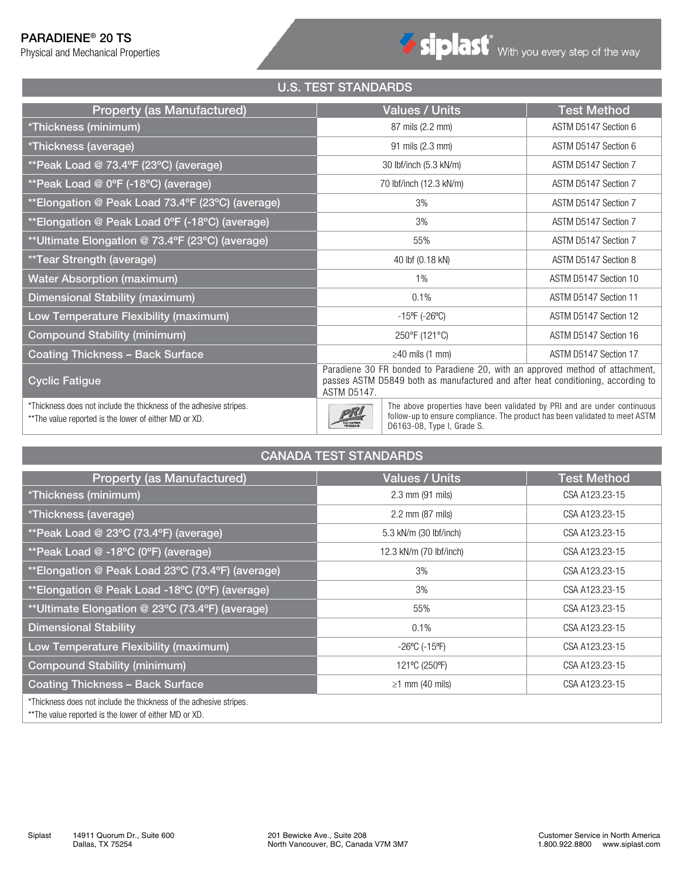# PARADIENE® 20 TS

Physical and Mechanical Properties

## U.S. TEST STANDARDS

| Property (as Manufactured) | Values / Units | Test Method |
|---|---|---|
| *Thickness (minimum) | 87 mils (2.2 mm) | ASTM D5147 Section 6 |
| *Thickness (average) | 91 mils (2.3 mm) | ASTM D5147 Section 6 |
| **Peak Load @ 73.4°F (23°C) (average) | 30 lbf/inch (5.3 kN/m) | ASTM D5147 Section 7 |
| **Peak Load @ 0°F (-18°C) (average) | 70 lbf/inch (12.3 kN/m) | ASTM D5147 Section 7 |
| **Elongation @ Peak Load 73.4°F (23°C) (average) | 3% | ASTM D5147 Section 7 |
| **Elongation @ Peak Load 0°F (-18°C) (average) | 3% | ASTM D5147 Section 7 |
| **Ultimate Elongation @ 73.4°F (23°C) (average) | 55% | ASTM D5147 Section 7 |
| **Tear Strength (average) | 40 lbf (0.18 kN) | ASTM D5147 Section 8 |
| Water Absorption (maximum) | 1% | ASTM D5147 Section 10 |
| Dimensional Stability (maximum) | 0.1% | ASTM D5147 Section 11 |
| Low Temperature Flexibility (maximum) | -15ºF (-26ºC) | ASTM D5147 Section 12 |
| Compound Stability (minimum) | 250°F (121°C) | ASTM D5147 Section 16 |
| Coating Thickness – Back Surface | ≥40 mils (1 mm) | ASTM D5147 Section 17 |
| Cyclic Fatigue | Paradiene 30 FR bonded to Paradiene 20, with an approved method of attachment, passes ASTM D5849 both as manufactured and after heat conditioning, according to ASTM D5147. | |

*Thickness does not include the thickness of the adhesive stripes.

**The value reported is the lower of either MD or XD.

PRI VALIDATION PROGRAM: The above properties have been validated by PRI and are under continuous follow-up to ensure compliance. The product has been validated to meet ASTM D6163-08, Type I, Grade S.

## CANADA TEST STANDARDS

| Property (as Manufactured) | Values / Units | Test Method |
|---|---|---|
| *Thickness (minimum) | 2.3 mm (91 mils) | CSA A123.23-15 |
| *Thickness (average) | 2.2 mm (87 mils) | CSA A123.23-15 |
| **Peak Load @ 23°C (73.4°F) (average) | 5.3 kN/m (30 lbf/inch) | CSA A123.23-15 |
| **Peak Load @ -18°C (0°F) (average) | 12.3 kN/m (70 lbf/inch) | CSA A123.23-15 |
| **Elongation @ Peak Load 23°C (73.4°F) (average) | 3% | CSA A123.23-15 |
| **Elongation @ Peak Load -18°C (0°F) (average) | 3% | CSA A123.23-15 |
| **Ultimate Elongation @ 23°C (73.4°F) (average) | 55% | CSA A123.23-15 |
| Dimensional Stability | 0.1% | CSA A123.23-15 |
| Low Temperature Flexibility (maximum) | -26ºC (-15ºF) | CSA A123.23-15 |
| Compound Stability (minimum) | 121ºC (250ºF) | CSA A123.23-15 |
| Coating Thickness – Back Surface | ≥1 mm (40 mils) | CSA A123.23-15 |

*Thickness does not include the thickness of the adhesive stripes.

**The value reported is the lower of either MD or XD.

Siplast 14911 Quorum Dr., Suite 600
Dallas, TX 75254

201 Bewicke Ave., Suite 208
North Vancouver, BC, Canada V7M 3M7

Customer Service in North America
1.800.922.8800 www.siplast.com